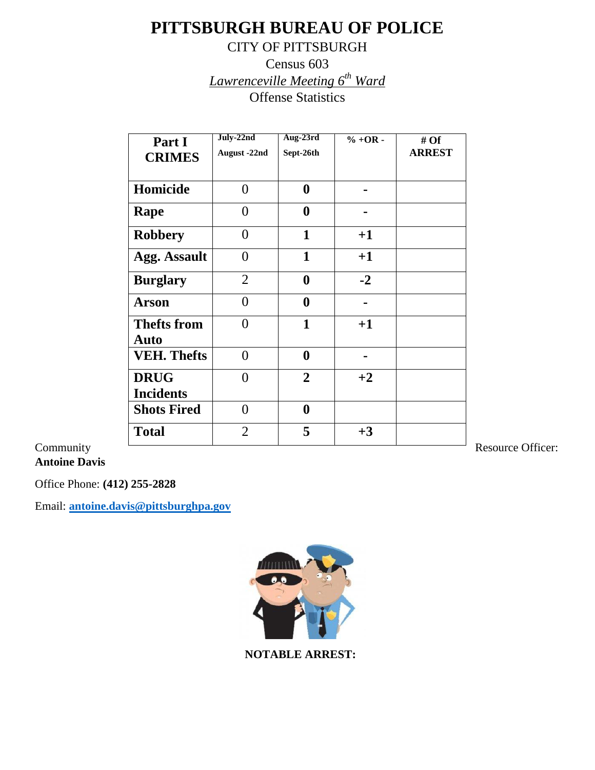# PITTSBURGH BUREAU OF POLICE

CITY OF PITTSBURGH

Census 603

*Lawrenceville Meeting 6th Ward*

Offense Statistics

| Part I CRIMES | July-22nd August -22nd | Aug-23rd Sept-26th | % +OR - | # Of ARREST |
|---|---|---|---|---|
| **Homicide** | 0 | **0** | **-** | |
| **Rape** | 0 | **0** | **-** | |
| **Robbery** | 0 | **1** | **+1** | |
| **Agg. Assault** | 0 | **1** | **+1** | |
| **Burglary** | 2 | **0** | **-2** | |
| **Arson** | 0 | **0** | **-** | |
| **Thefts from Auto** | 0 | **1** | **+1** | |
| **VEH. Thefts** | 0 | **0** | **-** | |
| **DRUG Incidents** | 0 | **2** | **+2** | |
| **Shots Fired** | 0 | **0** | | |
| **Total** | 2 | **5** | **+3** | |

Community Resource Officer: **Antoine Davis**

Office Phone: **(412) 255-2828**

Email: **antoine.davis@pittsburghpa.gov**

**NOTABLE ARREST:**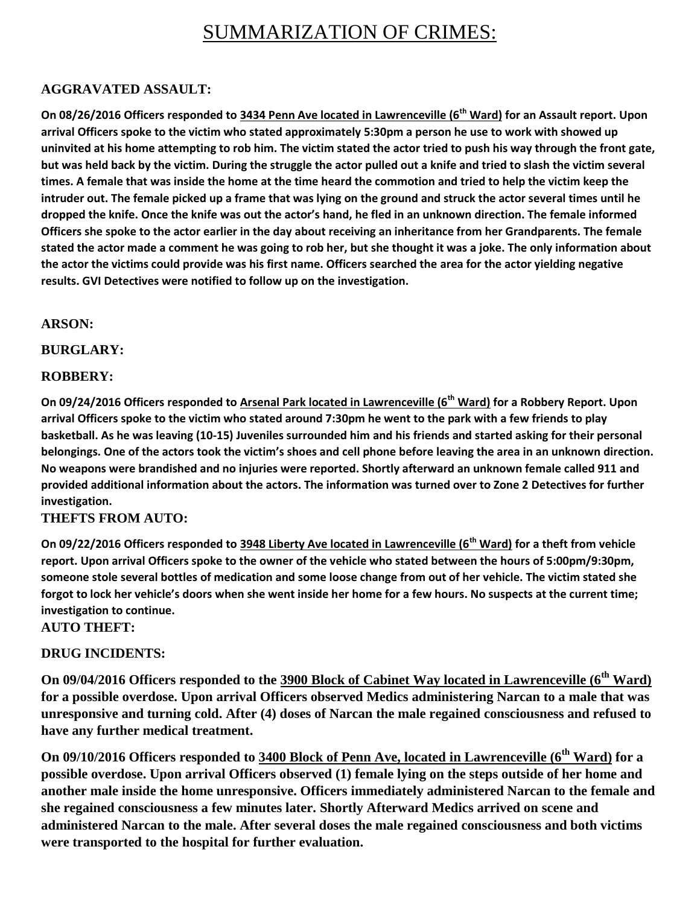# SUMMARIZATION OF CRIMES:

## AGGRAVATED ASSAULT:

**On 08/26/2016 Officers responded to 3434 Penn Ave located in Lawrenceville (6th Ward) for an Assault report. Upon arrival Officers spoke to the victim who stated approximately 5:30pm a person he use to work with showed up uninvited at his home attempting to rob him. The victim stated the actor tried to push his way through the front gate, but was held back by the victim. During the struggle the actor pulled out a knife and tried to slash the victim several times. A female that was inside the home at the time heard the commotion and tried to help the victim keep the intruder out. The female picked up a frame that was lying on the ground and struck the actor several times until he dropped the knife. Once the knife was out the actor's hand, he fled in an unknown direction. The female informed Officers she spoke to the actor earlier in the day about receiving an inheritance from her Grandparents. The female stated the actor made a comment he was going to rob her, but she thought it was a joke. The only information about the actor the victims could provide was his first name. Officers searched the area for the actor yielding negative results. GVI Detectives were notified to follow up on the investigation.**

## ARSON:

## BURGLARY:

## ROBBERY:

**On 09/24/2016 Officers responded to Arsenal Park located in Lawrenceville (6th Ward) for a Robbery Report. Upon arrival Officers spoke to the victim who stated around 7:30pm he went to the park with a few friends to play basketball. As he was leaving (10-15) Juveniles surrounded him and his friends and started asking for their personal belongings. One of the actors took the victim's shoes and cell phone before leaving the area in an unknown direction. No weapons were brandished and no injuries were reported. Shortly afterward an unknown female called 911 and provided additional information about the actors. The information was turned over to Zone 2 Detectives for further investigation.**

## THEFTS FROM AUTO:

**On 09/22/2016 Officers responded to 3948 Liberty Ave located in Lawrenceville (6th Ward) for a theft from vehicle report. Upon arrival Officers spoke to the owner of the vehicle who stated between the hours of 5:00pm/9:30pm, someone stole several bottles of medication and some loose change from out of her vehicle. The victim stated she forgot to lock her vehicle's doors when she went inside her home for a few hours. No suspects at the current time; investigation to continue.**

## AUTO THEFT:

## DRUG INCIDENTS:

**On 09/04/2016 Officers responded to the 3900 Block of Cabinet Way located in Lawrenceville (6th Ward) for a possible overdose. Upon arrival Officers observed Medics administering Narcan to a male that was unresponsive and turning cold. After (4) doses of Narcan the male regained consciousness and refused to have any further medical treatment.**

**On 09/10/2016 Officers responded to 3400 Block of Penn Ave, located in Lawrenceville (6th Ward) for a possible overdose. Upon arrival Officers observed (1) female lying on the steps outside of her home and another male inside the home unresponsive. Officers immediately administered Narcan to the female and she regained consciousness a few minutes later. Shortly Afterward Medics arrived on scene and administered Narcan to the male. After several doses the male regained consciousness and both victims were transported to the hospital for further evaluation.**